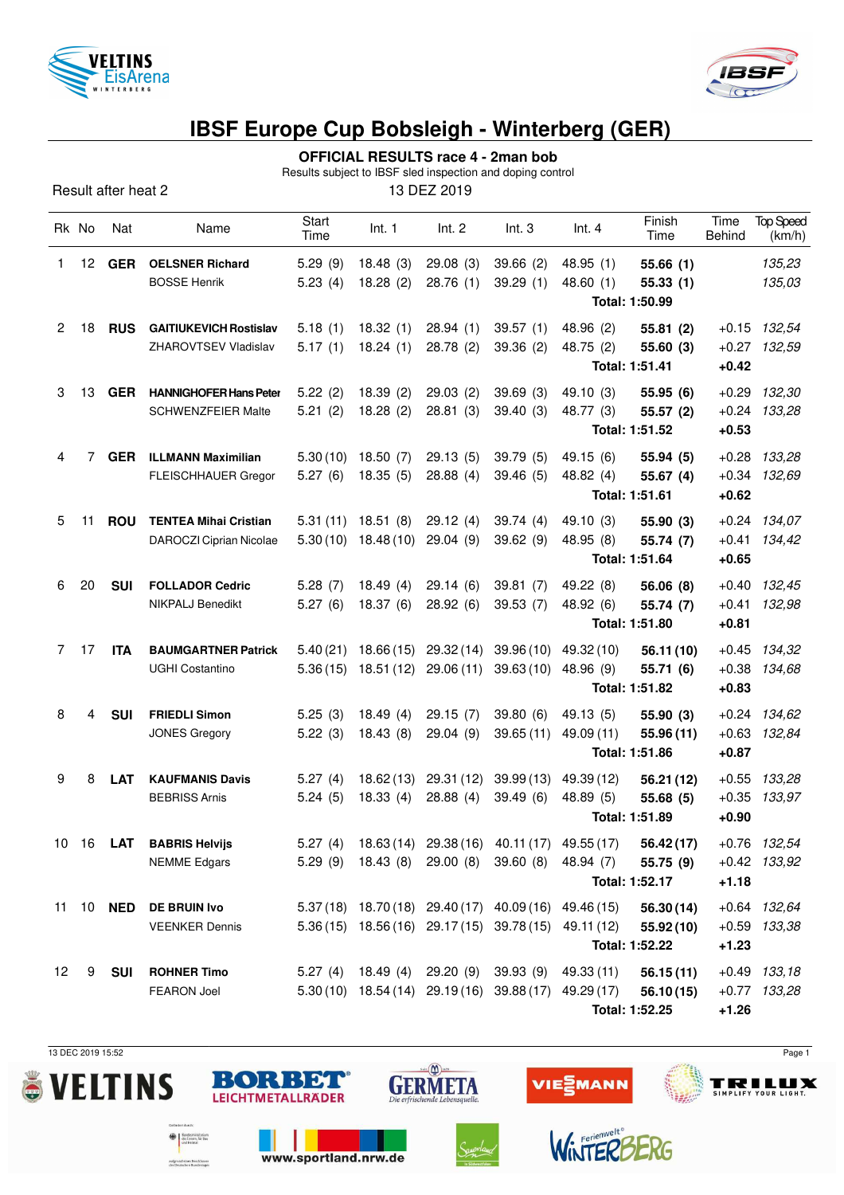# IBSF Europe Cup Bobsleigh - Winterberg (GER)

## OFFICIAL RESULTS race 4 - 2man bob

Results subject to IBSF sled inspection and doping control

Result after heat 2

13 DEZ 2019

| Rk | No | Nat | Name | Start Time | Int. 1 | Int. 2 | Int. 3 | Int. 4 | Finish Time | Time Behind | Top Speed (km/h) |
|---|---|---|---|---|---|---|---|---|---|---|---|
| 1 | 12 | **GER** | **OELSNER Richard** | 5.29 (9) | 18.48 (3) | 29.08 (3) | 39.66 (2) | 48.95 (1) | **55.66 (1)** | | *135,23* |
| | | | BOSSE Henrik | 5.23 (4) | 18.28 (2) | 28.76 (1) | 39.29 (1) | 48.60 (1) | **55.33 (1)** | | *135,03* |
| | | | | | | | | | **Total: 1:50.99** | | |
| 2 | 18 | **RUS** | **GAITIUKEVICH Rostislav** | 5.18 (1) | 18.32 (1) | 28.94 (1) | 39.57 (1) | 48.96 (2) | **55.81 (2)** | +0.15 | *132,54* |
| | | | ZHAROVTSEV Vladislav | 5.17 (1) | 18.24 (1) | 28.78 (2) | 39.36 (2) | 48.75 (2) | **55.60 (3)** | +0.27 | *132,59* |
| | | | | | | | | | **Total: 1:51.41** | **+0.42** | |
| 3 | 13 | **GER** | **HANNIGHOFER Hans Peter** | 5.22 (2) | 18.39 (2) | 29.03 (2) | 39.69 (3) | 49.10 (3) | **55.95 (6)** | +0.29 | *132,30* |
| | | | SCHWENZFEIER Malte | 5.21 (2) | 18.28 (2) | 28.81 (3) | 39.40 (3) | 48.77 (3) | **55.57 (2)** | +0.24 | *133,28* |
| | | | | | | | | | **Total: 1:51.52** | **+0.53** | |
| 4 | 7 | **GER** | **ILLMANN Maximilian** | 5.30 (10) | 18.50 (7) | 29.13 (5) | 39.79 (5) | 49.15 (6) | **55.94 (5)** | +0.28 | *133,28* |
| | | | FLEISCHHAUER Gregor | 5.27 (6) | 18.35 (5) | 28.88 (4) | 39.46 (5) | 48.82 (4) | **55.67 (4)** | +0.34 | *132,69* |
| | | | | | | | | | **Total: 1:51.61** | **+0.62** | |
| 5 | 11 | **ROU** | **TENTEA Mihai Cristian** | 5.31 (11) | 18.51 (8) | 29.12 (4) | 39.74 (4) | 49.10 (3) | **55.90 (3)** | +0.24 | *134,07* |
| | | | DAROCZI Ciprian Nicolae | 5.30 (10) | 18.48 (10) | 29.04 (9) | 39.62 (9) | 48.95 (8) | **55.74 (7)** | +0.41 | *134,42* |
| | | | | | | | | | **Total: 1:51.64** | **+0.65** | |
| 6 | 20 | **SUI** | **FOLLADOR Cedric** | 5.28 (7) | 18.49 (4) | 29.14 (6) | 39.81 (7) | 49.22 (8) | **56.06 (8)** | +0.40 | *132,45* |
| | | | NIKPALJ Benedikt | 5.27 (6) | 18.37 (6) | 28.92 (6) | 39.53 (7) | 48.92 (6) | **55.74 (7)** | +0.41 | *132,98* |
| | | | | | | | | | **Total: 1:51.80** | **+0.81** | |
| 7 | 17 | **ITA** | **BAUMGARTNER Patrick** | 5.40 (21) | 18.66 (15) | 29.32 (14) | 39.96 (10) | 49.32 (10) | **56.11 (10)** | +0.45 | *134,32* |
| | | | UGHI Costantino | 5.36 (15) | 18.51 (12) | 29.06 (11) | 39.63 (10) | 48.96 (9) | **55.71 (6)** | +0.38 | *134,68* |
| | | | | | | | | | **Total: 1:51.82** | **+0.83** | |
| 8 | 4 | **SUI** | **FRIEDLI Simon** | 5.25 (3) | 18.49 (4) | 29.15 (7) | 39.80 (6) | 49.13 (5) | **55.90 (3)** | +0.24 | *134,62* |
| | | | JONES Gregory | 5.22 (3) | 18.43 (8) | 29.04 (9) | 39.65 (11) | 49.09 (11) | **55.96 (11)** | +0.63 | *132,84* |
| | | | | | | | | | **Total: 1:51.86** | **+0.87** | |
| 9 | 8 | **LAT** | **KAUFMANIS Davis** | 5.27 (4) | 18.62 (13) | 29.31 (12) | 39.99 (13) | 49.39 (12) | **56.21 (12)** | +0.55 | *133,28* |
| | | | BEBRISS Arnis | 5.24 (5) | 18.33 (4) | 28.88 (4) | 39.49 (6) | 48.89 (5) | **55.68 (5)** | +0.35 | *133,97* |
| | | | | | | | | | **Total: 1:51.89** | **+0.90** | |
| 10 | 16 | **LAT** | **BABRIS Helvijs** | 5.27 (4) | 18.63 (14) | 29.38 (16) | 40.11 (17) | 49.55 (17) | **56.42 (17)** | +0.76 | *132,54* |
| | | | NEMME Edgars | 5.29 (9) | 18.43 (8) | 29.00 (8) | 39.60 (8) | 48.94 (7) | **55.75 (9)** | +0.42 | *133,92* |
| | | | | | | | | | **Total: 1:52.17** | **+1.18** | |
| 11 | 10 | **NED** | **DE BRUIN Ivo** | 5.37 (18) | 18.70 (18) | 29.40 (17) | 40.09 (16) | 49.46 (15) | **56.30 (14)** | +0.64 | *132,64* |
| | | | VEENKER Dennis | 5.36 (15) | 18.56 (16) | 29.17 (15) | 39.78 (15) | 49.11 (12) | **55.92 (10)** | +0.59 | *133,38* |
| | | | | | | | | | **Total: 1:52.22** | **+1.23** | |
| 12 | 9 | **SUI** | **ROHNER Timo** | 5.27 (4) | 18.49 (4) | 29.20 (9) | 39.93 (9) | 49.33 (11) | **56.15 (11)** | +0.49 | *133,18* |
| | | | FEARON Joel | 5.30 (10) | 18.54 (14) | 29.19 (16) | 39.88 (17) | 49.29 (17) | **56.10 (15)** | +0.77 | *133,28* |
| | | | | | | | | | **Total: 1:52.25** | **+1.26** | |

13 DEC 2019 15:52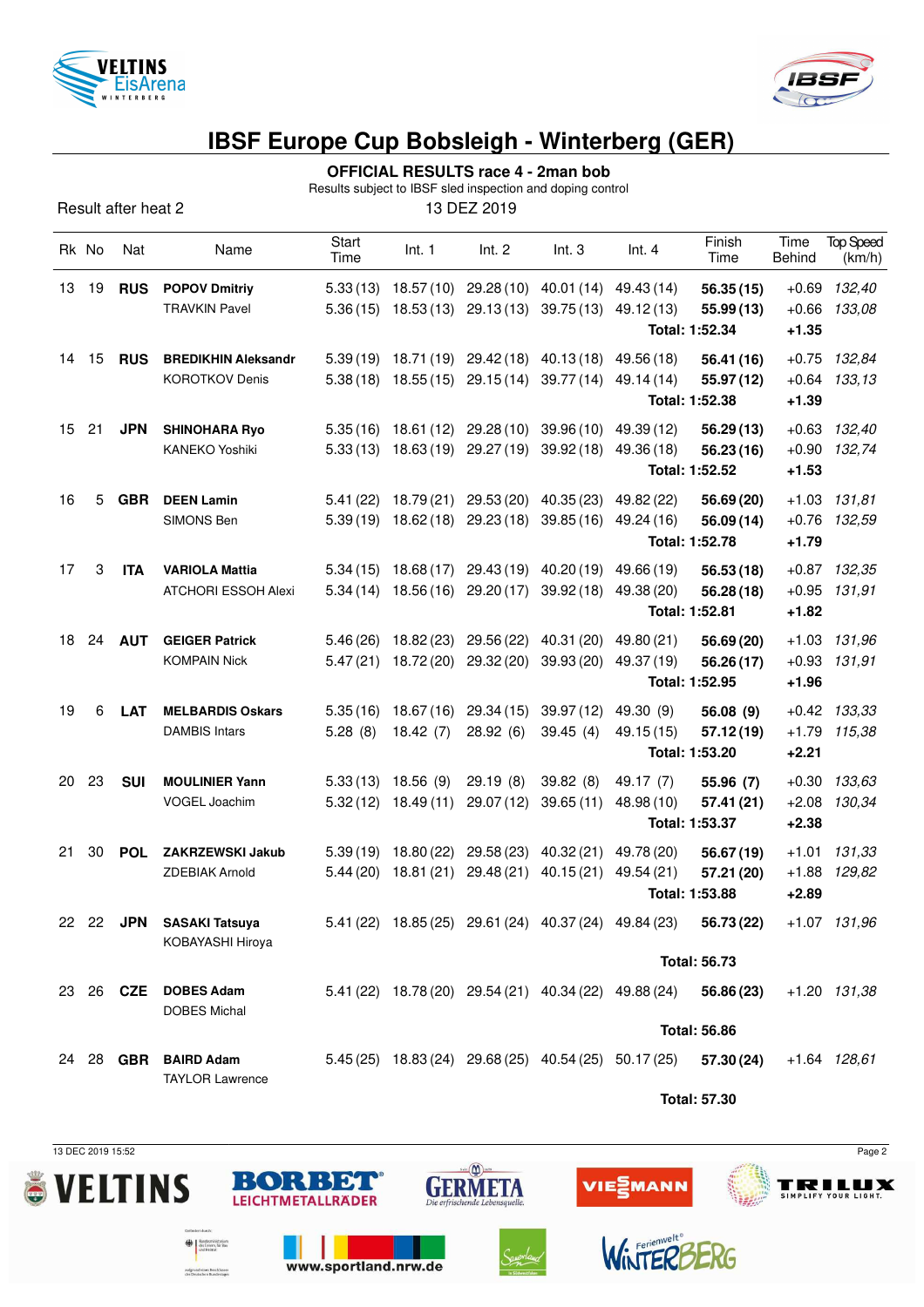# IBSF Europe Cup Bobsleigh - Winterberg (GER)

**OFFICIAL RESULTS race 4 - 2man bob**

Results subject to IBSF sled inspection and doping control

Result after heat 2

13 DEZ 2019

| Rk | No | Nat | Name | Start Time | Int. 1 | Int. 2 | Int. 3 | Int. 4 | Finish Time | Time Behind | Top Speed (km/h) |
|---|---|---|---|---|---|---|---|---|---|---|---|
| 13 | 19 | **RUS** | **POPOV Dmitriy** | 5.33 (13) | 18.57 (10) | 29.28 (10) | 40.01 (14) | 49.43 (14) | **56.35 (15)** | +0.69 | *132,40* |
| | | | TRAVKIN Pavel | 5.36 (15) | 18.53 (13) | 29.13 (13) | 39.75 (13) | 49.12 (13) | **55.99 (13)** | +0.66 | *133,08* |
| | | | | | | | | | **Total: 1:52.34** | **+1.35** | |
| 14 | 15 | **RUS** | **BREDIKHIN Aleksandr** | 5.39 (19) | 18.71 (19) | 29.42 (18) | 40.13 (18) | 49.56 (18) | **56.41 (16)** | +0.75 | *132,84* |
| | | | KOROTKOV Denis | 5.38 (18) | 18.55 (15) | 29.15 (14) | 39.77 (14) | 49.14 (14) | **55.97 (12)** | +0.64 | *133,13* |
| | | | | | | | | | **Total: 1:52.38** | **+1.39** | |
| 15 | 21 | **JPN** | **SHINOHARA Ryo** | 5.35 (16) | 18.61 (12) | 29.28 (10) | 39.96 (10) | 49.39 (12) | **56.29 (13)** | +0.63 | *132,40* |
| | | | KANEKO Yoshiki | 5.33 (13) | 18.63 (19) | 29.27 (19) | 39.92 (18) | 49.36 (18) | **56.23 (16)** | +0.90 | *132,74* |
| | | | | | | | | | **Total: 1:52.52** | **+1.53** | |
| 16 | 5 | **GBR** | **DEEN Lamin** | 5.41 (22) | 18.79 (21) | 29.53 (20) | 40.35 (23) | 49.82 (22) | **56.69 (20)** | +1.03 | *131,81* |
| | | | SIMONS Ben | 5.39 (19) | 18.62 (18) | 29.23 (18) | 39.85 (16) | 49.24 (16) | **56.09 (14)** | +0.76 | *132,59* |
| | | | | | | | | | **Total: 1:52.78** | **+1.79** | |
| 17 | 3 | **ITA** | **VARIOLA Mattia** | 5.34 (15) | 18.68 (17) | 29.43 (19) | 40.20 (19) | 49.66 (19) | **56.53 (18)** | +0.87 | *132,35* |
| | | | ATCHORI ESSOH Alexi | 5.34 (14) | 18.56 (16) | 29.20 (17) | 39.92 (18) | 49.38 (20) | **56.28 (18)** | +0.95 | *131,91* |
| | | | | | | | | | **Total: 1:52.81** | **+1.82** | |
| 18 | 24 | **AUT** | **GEIGER Patrick** | 5.46 (26) | 18.82 (23) | 29.56 (22) | 40.31 (20) | 49.80 (21) | **56.69 (20)** | +1.03 | *131,96* |
| | | | KOMPAIN Nick | 5.47 (21) | 18.72 (20) | 29.32 (20) | 39.93 (20) | 49.37 (19) | **56.26 (17)** | +0.93 | *131,91* |
| | | | | | | | | | **Total: 1:52.95** | **+1.96** | |
| 19 | 6 | **LAT** | **MELBARDIS Oskars** | 5.35 (16) | 18.67 (16) | 29.34 (15) | 39.97 (12) | 49.30 (9) | **56.08 (9)** | +0.42 | *133,33* |
| | | | DAMBIS Intars | 5.28 (8) | 18.42 (7) | 28.92 (6) | 39.45 (4) | 49.15 (15) | **57.12 (19)** | +1.79 | *115,38* |
| | | | | | | | | | **Total: 1:53.20** | **+2.21** | |
| 20 | 23 | **SUI** | **MOULINIER Yann** | 5.33 (13) | 18.56 (9) | 29.19 (8) | 39.82 (8) | 49.17 (7) | **55.96 (7)** | +0.30 | *133,63* |
| | | | VOGEL Joachim | 5.32 (12) | 18.49 (11) | 29.07 (12) | 39.65 (11) | 48.98 (10) | **57.41 (21)** | +2.08 | *130,34* |
| | | | | | | | | | **Total: 1:53.37** | **+2.38** | |
| 21 | 30 | **POL** | **ZAKRZEWSKI Jakub** | 5.39 (19) | 18.80 (22) | 29.58 (23) | 40.32 (21) | 49.78 (20) | **56.67 (19)** | +1.01 | *131,33* |
| | | | ZDEBIAK Arnold | 5.44 (20) | 18.81 (21) | 29.48 (21) | 40.15 (21) | 49.54 (21) | **57.21 (20)** | +1.88 | *129,82* |
| | | | | | | | | | **Total: 1:53.88** | **+2.89** | |
| 22 | 22 | **JPN** | **SASAKI Tatsuya** | 5.41 (22) | 18.85 (25) | 29.61 (24) | 40.37 (24) | 49.84 (23) | **56.73 (22)** | +1.07 | *131,96* |
| | | | KOBAYASHI Hiroya | | | | | | | | |
| | | | | | | | | | **Total: 56.73** | | |
| 23 | 26 | **CZE** | **DOBES Adam** | 5.41 (22) | 18.78 (20) | 29.54 (21) | 40.34 (22) | 49.88 (24) | **56.86 (23)** | +1.20 | *131,38* |
| | | | DOBES Michal | | | | | | | | |
| | | | | | | | | | **Total: 56.86** | | |
| 24 | 28 | **GBR** | **BAIRD Adam** | 5.45 (25) | 18.83 (24) | 29.68 (25) | 40.54 (25) | 50.17 (25) | **57.30 (24)** | +1.64 | *128,61* |
| | | | TAYLOR Lawrence | | | | | | | | |
| | | | | | | | | | **Total: 57.30** | | |

13 DEC 2019 15:52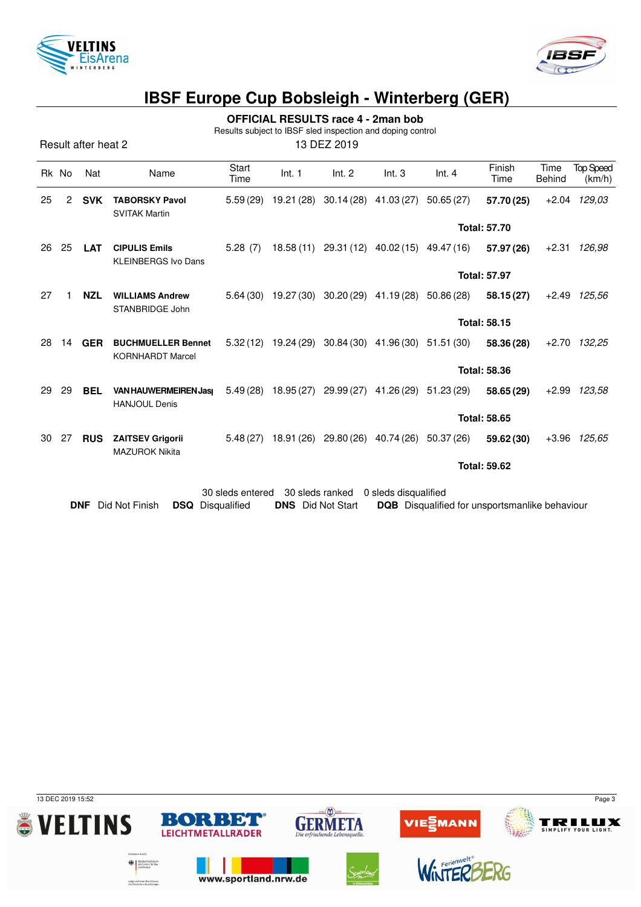# IBSF Europe Cup Bobsleigh - Winterberg (GER)

## OFFICIAL RESULTS race 4 - 2man bob

Results subject to IBSF sled inspection and doping control

Result after heat 2

13 DEZ 2019

| Rk | No | Nat | Name | Start Time | Int. 1 | Int. 2 | Int. 3 | Int. 4 | Finish Time | Time Behind | Top Speed (km/h) |
|---|---|---|---|---|---|---|---|---|---|---|---|
| 25 | 2 | **SVK** | **TABORSKY Pavol** SVITAK Martin | 5.59 (29) | 19.21 (28) | 30.14 (28) | 41.03 (27) | 50.65 (27) | **57.70 (25)** | +2.04 | *129,03* |
| | | | | | | | | | **Total: 57.70** | | |
| 26 | 25 | **LAT** | **CIPULIS Emils** KLEINBERGS Ivo Dans | 5.28 (7) | 18.58 (11) | 29.31 (12) | 40.02 (15) | 49.47 (16) | **57.97 (26)** | +2.31 | *126,98* |
| | | | | | | | | | **Total: 57.97** | | |
| 27 | 1 | **NZL** | **WILLIAMS Andrew** STANBRIDGE John | 5.64 (30) | 19.27 (30) | 30.20 (29) | 41.19 (28) | 50.86 (28) | **58.15 (27)** | +2.49 | *125,56* |
| | | | | | | | | | **Total: 58.15** | | |
| 28 | 14 | **GER** | **BUCHMUELLER Bennet** KORNHARDT Marcel | 5.32 (12) | 19.24 (29) | 30.84 (30) | 41.96 (30) | 51.51 (30) | **58.36 (28)** | +2.70 | *132,25* |
| | | | | | | | | | **Total: 58.36** | | |
| 29 | 29 | **BEL** | **VAN HAUWERMEIREN Jas** HANJOUL Denis | 5.49 (28) | 18.95 (27) | 29.99 (27) | 41.26 (29) | 51.23 (29) | **58.65 (29)** | +2.99 | *123,58* |
| | | | | | | | | | **Total: 58.65** | | |
| 30 | 27 | **RUS** | **ZAITSEV Grigorii** MAZUROK Nikita | 5.48 (27) | 18.91 (26) | 29.80 (26) | 40.74 (26) | 50.37 (26) | **59.62 (30)** | +3.96 | *125,65* |
| | | | | | | | | | **Total: 59.62** | | |

30 sleds entered 30 sleds ranked 0 sleds disqualified

**DNF** Did Not Finish **DSQ** Disqualified **DNS** Did Not Start **DQB** Disqualified for unsportsmanlike behaviour

13 DEC 2019 15:52